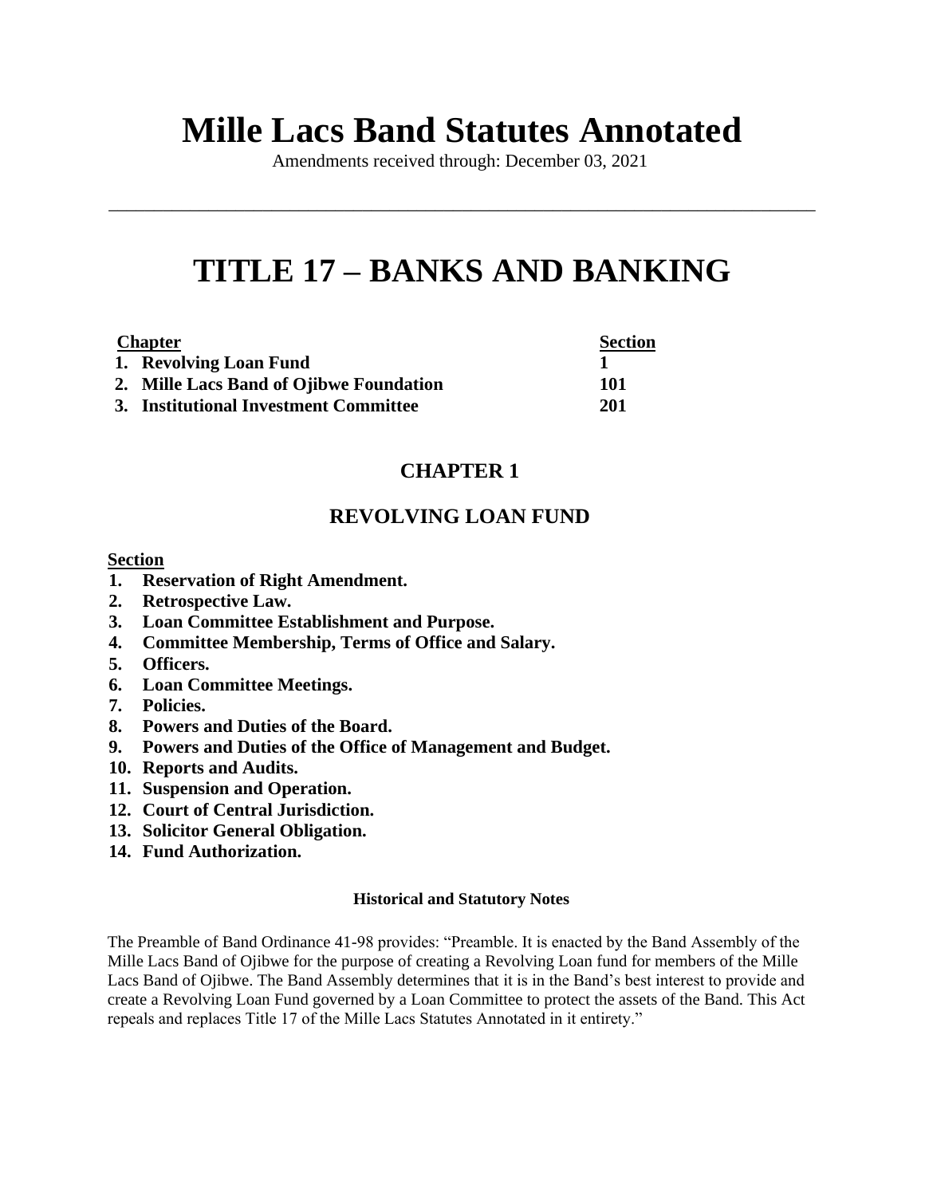# Mille Lacs Band Statutes Annotated

Amendments received through: December 03, 2021

---

# TITLE 17 – BANKS AND BANKING

| Chapter | Section |
|---|---|
| **1. Revolving Loan Fund** | **1** |
| **2. Mille Lacs Band of Ojibwe Foundation** | **101** |
| **3. Institutional Investment Committee** | **201** |

## CHAPTER 1

## REVOLVING LOAN FUND

**Section**

1. **Reservation of Right Amendment.**
2. **Retrospective Law.**
3. **Loan Committee Establishment and Purpose.**
4. **Committee Membership, Terms of Office and Salary.**
5. **Officers.**
6. **Loan Committee Meetings.**
7. **Policies.**
8. **Powers and Duties of the Board.**
9. **Powers and Duties of the Office of Management and Budget.**
10. **Reports and Audits.**
11. **Suspension and Operation.**
12. **Court of Central Jurisdiction.**
13. **Solicitor General Obligation.**
14. **Fund Authorization.**

**Historical and Statutory Notes**

The Preamble of Band Ordinance 41-98 provides: "Preamble. It is enacted by the Band Assembly of the Mille Lacs Band of Ojibwe for the purpose of creating a Revolving Loan fund for members of the Mille Lacs Band of Ojibwe. The Band Assembly determines that it is in the Band's best interest to provide and create a Revolving Loan Fund governed by a Loan Committee to protect the assets of the Band. This Act repeals and replaces Title 17 of the Mille Lacs Statutes Annotated in it entirety."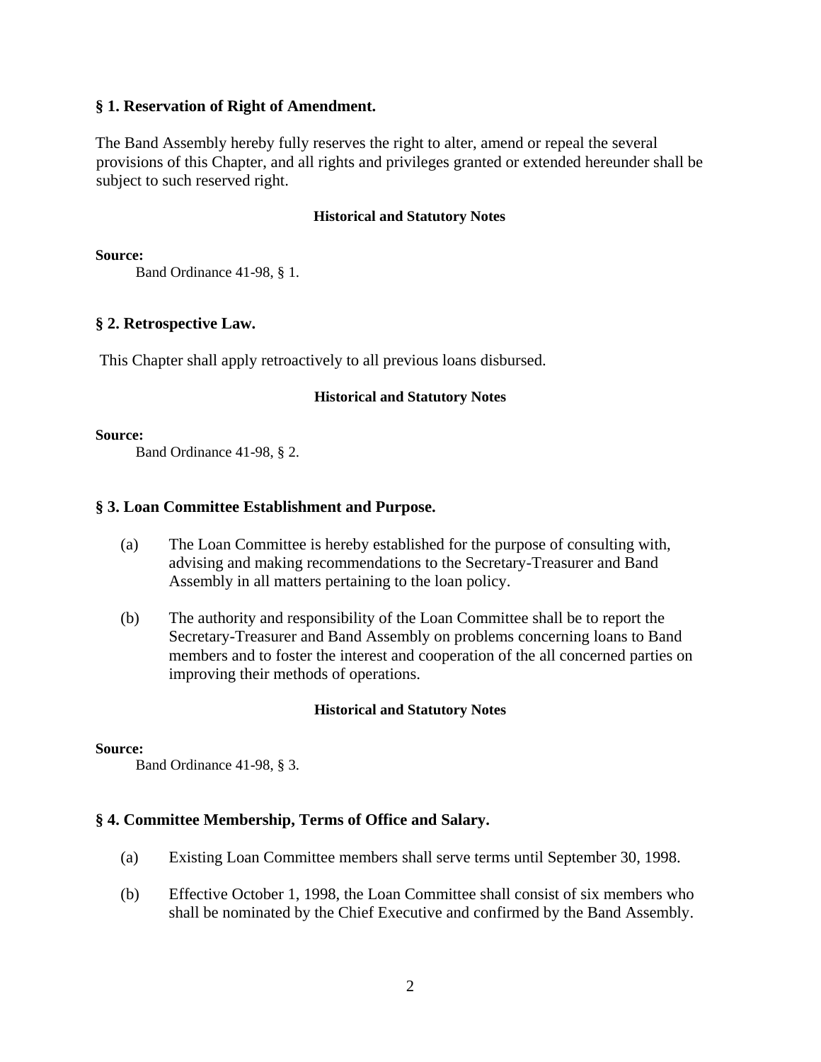### § 1. Reservation of Right of Amendment.

The Band Assembly hereby fully reserves the right to alter, amend or repeal the several provisions of this Chapter, and all rights and privileges granted or extended hereunder shall be subject to such reserved right.

**Historical and Statutory Notes**

**Source:**

Band Ordinance 41-98, § 1.

### § 2. Retrospective Law.

This Chapter shall apply retroactively to all previous loans disbursed.

**Historical and Statutory Notes**

**Source:**

Band Ordinance 41-98, § 2.

### § 3. Loan Committee Establishment and Purpose.

(a) The Loan Committee is hereby established for the purpose of consulting with, advising and making recommendations to the Secretary-Treasurer and Band Assembly in all matters pertaining to the loan policy.

(b) The authority and responsibility of the Loan Committee shall be to report the Secretary-Treasurer and Band Assembly on problems concerning loans to Band members and to foster the interest and cooperation of the all concerned parties on improving their methods of operations.

**Historical and Statutory Notes**

**Source:**

Band Ordinance 41-98, § 3.

### § 4. Committee Membership, Terms of Office and Salary.

(a) Existing Loan Committee members shall serve terms until September 30, 1998.

(b) Effective October 1, 1998, the Loan Committee shall consist of six members who shall be nominated by the Chief Executive and confirmed by the Band Assembly.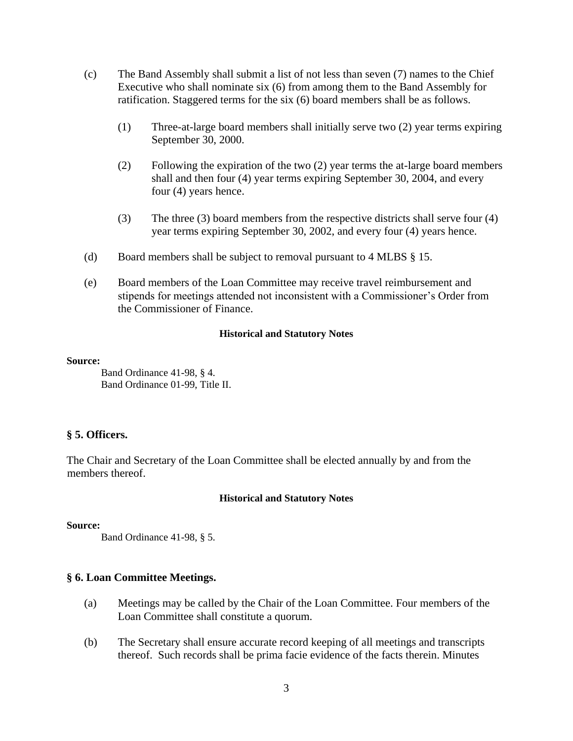(c) The Band Assembly shall submit a list of not less than seven (7) names to the Chief Executive who shall nominate six (6) from among them to the Band Assembly for ratification. Staggered terms for the six (6) board members shall be as follows.

  (1) Three-at-large board members shall initially serve two (2) year terms expiring September 30, 2000.

  (2) Following the expiration of the two (2) year terms the at-large board members shall and then four (4) year terms expiring September 30, 2004, and every four (4) years hence.

  (3) The three (3) board members from the respective districts shall serve four (4) year terms expiring September 30, 2002, and every four (4) years hence.

(d) Board members shall be subject to removal pursuant to 4 MLBS § 15.

(e) Board members of the Loan Committee may receive travel reimbursement and stipends for meetings attended not inconsistent with a Commissioner's Order from the Commissioner of Finance.

**Historical and Statutory Notes**

**Source:**
Band Ordinance 41-98, § 4.
Band Ordinance 01-99, Title II.

### § 5. Officers.

The Chair and Secretary of the Loan Committee shall be elected annually by and from the members thereof.

**Historical and Statutory Notes**

**Source:**
Band Ordinance 41-98, § 5.

### § 6. Loan Committee Meetings.

(a) Meetings may be called by the Chair of the Loan Committee. Four members of the Loan Committee shall constitute a quorum.

(b) The Secretary shall ensure accurate record keeping of all meetings and transcripts thereof. Such records shall be prima facie evidence of the facts therein. Minutes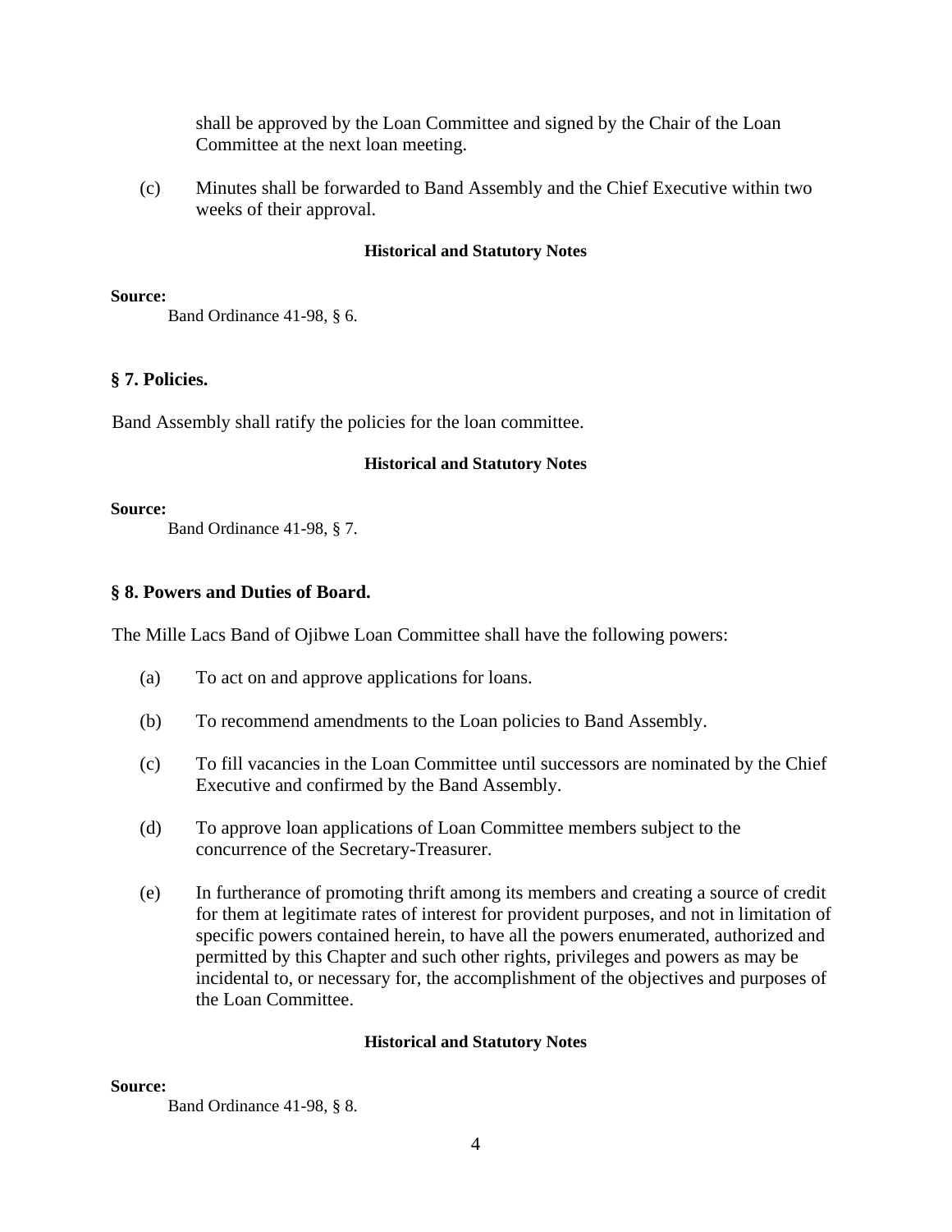shall be approved by the Loan Committee and signed by the Chair of the Loan Committee at the next loan meeting.

(c) Minutes shall be forwarded to Band Assembly and the Chief Executive within two weeks of their approval.

**Historical and Statutory Notes**

**Source:**
Band Ordinance 41-98, § 6.

## § 7. Policies.

Band Assembly shall ratify the policies for the loan committee.

**Historical and Statutory Notes**

**Source:**
Band Ordinance 41-98, § 7.

## § 8. Powers and Duties of Board.

The Mille Lacs Band of Ojibwe Loan Committee shall have the following powers:

(a) To act on and approve applications for loans.

(b) To recommend amendments to the Loan policies to Band Assembly.

(c) To fill vacancies in the Loan Committee until successors are nominated by the Chief Executive and confirmed by the Band Assembly.

(d) To approve loan applications of Loan Committee members subject to the concurrence of the Secretary-Treasurer.

(e) In furtherance of promoting thrift among its members and creating a source of credit for them at legitimate rates of interest for provident purposes, and not in limitation of specific powers contained herein, to have all the powers enumerated, authorized and permitted by this Chapter and such other rights, privileges and powers as may be incidental to, or necessary for, the accomplishment of the objectives and purposes of the Loan Committee.

**Historical and Statutory Notes**

**Source:**
Band Ordinance 41-98, § 8.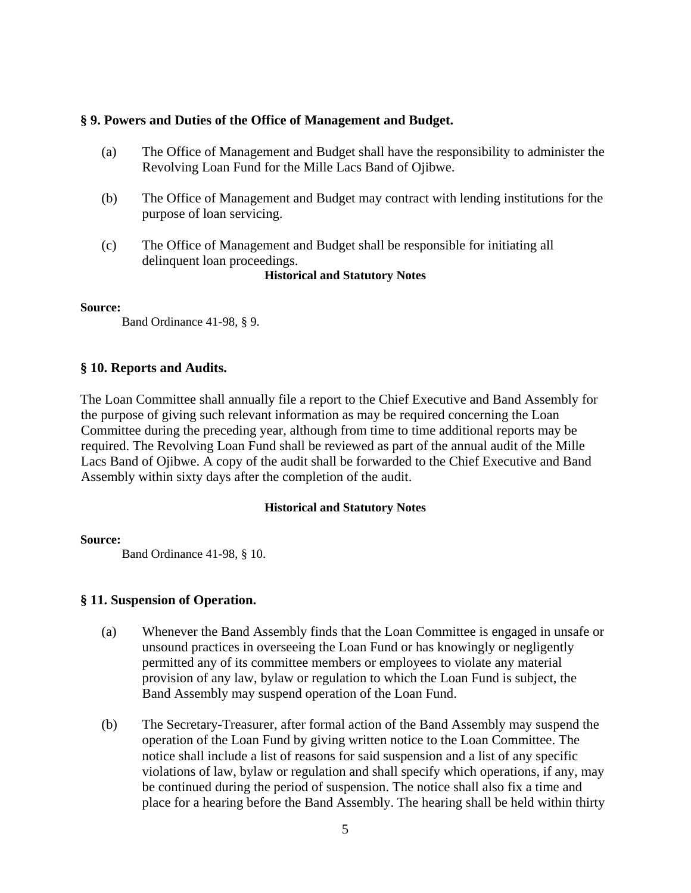### § 9. Powers and Duties of the Office of Management and Budget.

(a) The Office of Management and Budget shall have the responsibility to administer the Revolving Loan Fund for the Mille Lacs Band of Ojibwe.

(b) The Office of Management and Budget may contract with lending institutions for the purpose of loan servicing.

(c) The Office of Management and Budget shall be responsible for initiating all delinquent loan proceedings.

**Historical and Statutory Notes**

**Source:**

Band Ordinance 41-98, § 9.

### § 10. Reports and Audits.

The Loan Committee shall annually file a report to the Chief Executive and Band Assembly for the purpose of giving such relevant information as may be required concerning the Loan Committee during the preceding year, although from time to time additional reports may be required. The Revolving Loan Fund shall be reviewed as part of the annual audit of the Mille Lacs Band of Ojibwe. A copy of the audit shall be forwarded to the Chief Executive and Band Assembly within sixty days after the completion of the audit.

**Historical and Statutory Notes**

**Source:**

Band Ordinance 41-98, § 10.

### § 11. Suspension of Operation.

(a) Whenever the Band Assembly finds that the Loan Committee is engaged in unsafe or unsound practices in overseeing the Loan Fund or has knowingly or negligently permitted any of its committee members or employees to violate any material provision of any law, bylaw or regulation to which the Loan Fund is subject, the Band Assembly may suspend operation of the Loan Fund.

(b) The Secretary-Treasurer, after formal action of the Band Assembly may suspend the operation of the Loan Fund by giving written notice to the Loan Committee. The notice shall include a list of reasons for said suspension and a list of any specific violations of law, bylaw or regulation and shall specify which operations, if any, may be continued during the period of suspension. The notice shall also fix a time and place for a hearing before the Band Assembly. The hearing shall be held within thirty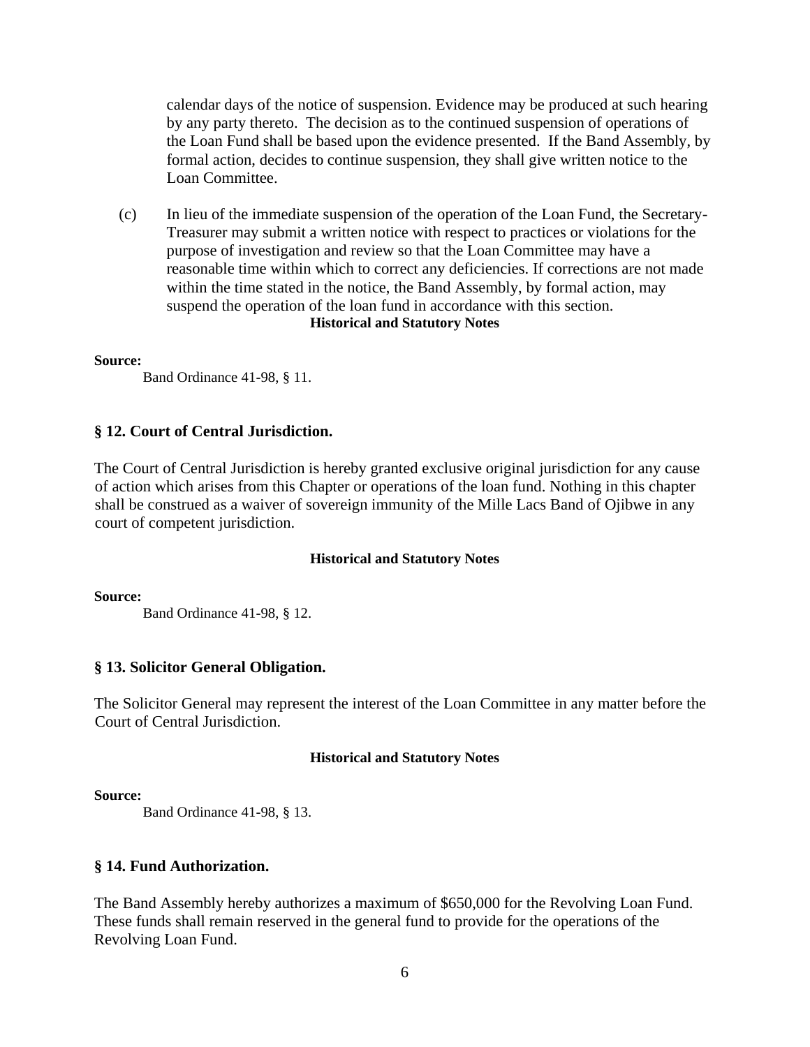calendar days of the notice of suspension. Evidence may be produced at such hearing by any party thereto. The decision as to the continued suspension of operations of the Loan Fund shall be based upon the evidence presented. If the Band Assembly, by formal action, decides to continue suspension, they shall give written notice to the Loan Committee.

(c) In lieu of the immediate suspension of the operation of the Loan Fund, the Secretary-Treasurer may submit a written notice with respect to practices or violations for the purpose of investigation and review so that the Loan Committee may have a reasonable time within which to correct any deficiencies. If corrections are not made within the time stated in the notice, the Band Assembly, by formal action, may suspend the operation of the loan fund in accordance with this section.

**Historical and Statutory Notes**

**Source:**

Band Ordinance 41-98, § 11.

### § 12. Court of Central Jurisdiction.

The Court of Central Jurisdiction is hereby granted exclusive original jurisdiction for any cause of action which arises from this Chapter or operations of the loan fund. Nothing in this chapter shall be construed as a waiver of sovereign immunity of the Mille Lacs Band of Ojibwe in any court of competent jurisdiction.

**Historical and Statutory Notes**

**Source:**

Band Ordinance 41-98, § 12.

### § 13. Solicitor General Obligation.

The Solicitor General may represent the interest of the Loan Committee in any matter before the Court of Central Jurisdiction.

**Historical and Statutory Notes**

**Source:**

Band Ordinance 41-98, § 13.

### § 14. Fund Authorization.

The Band Assembly hereby authorizes a maximum of $650,000 for the Revolving Loan Fund. These funds shall remain reserved in the general fund to provide for the operations of the Revolving Loan Fund.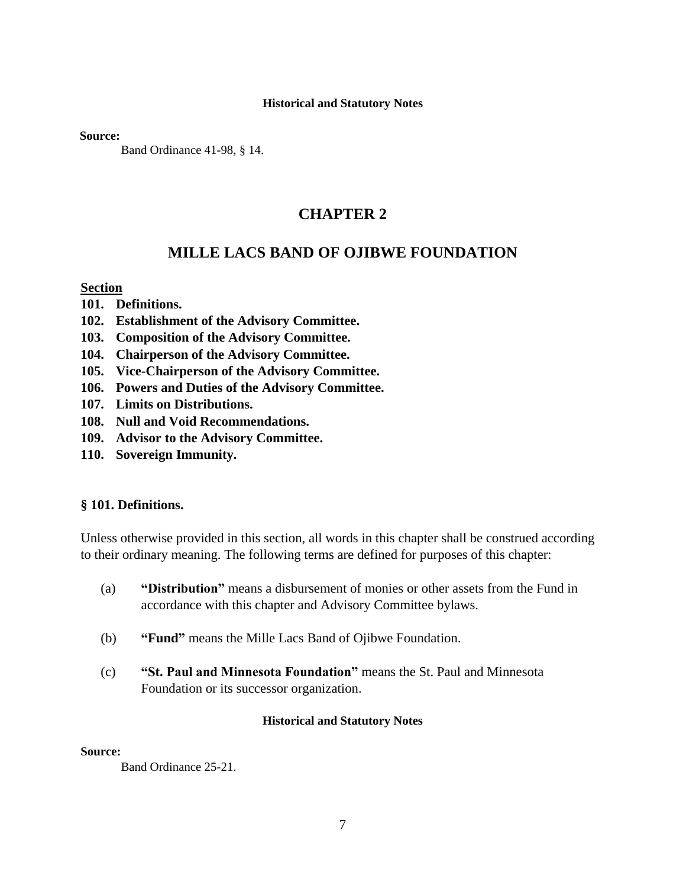**Historical and Statutory Notes**

**Source:**

Band Ordinance 41-98, § 14.

# CHAPTER 2

# MILLE LACS BAND OF OJIBWE FOUNDATION

**Section**

**101. Definitions.**
**102. Establishment of the Advisory Committee.**
**103. Composition of the Advisory Committee.**
**104. Chairperson of the Advisory Committee.**
**105. Vice-Chairperson of the Advisory Committee.**
**106. Powers and Duties of the Advisory Committee.**
**107. Limits on Distributions.**
**108. Null and Void Recommendations.**
**109. Advisor to the Advisory Committee.**
**110. Sovereign Immunity.**

### § 101. Definitions.

Unless otherwise provided in this section, all words in this chapter shall be construed according to their ordinary meaning. The following terms are defined for purposes of this chapter:

(a) **"Distribution"** means a disbursement of monies or other assets from the Fund in accordance with this chapter and Advisory Committee bylaws.

(b) **"Fund"** means the Mille Lacs Band of Ojibwe Foundation.

(c) **"St. Paul and Minnesota Foundation"** means the St. Paul and Minnesota Foundation or its successor organization.

**Historical and Statutory Notes**

**Source:**

Band Ordinance 25-21.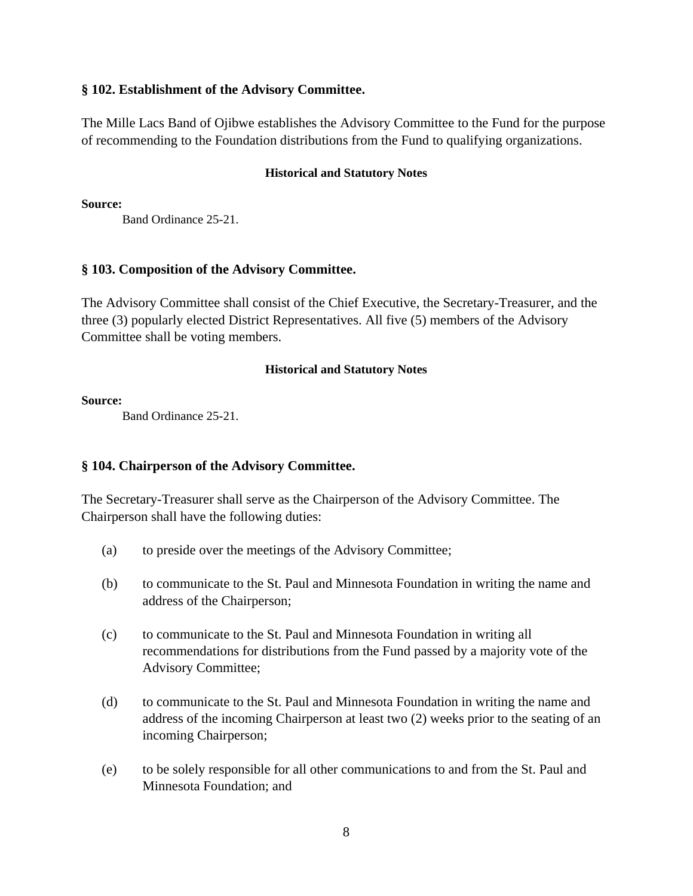### § 102. Establishment of the Advisory Committee.

The Mille Lacs Band of Ojibwe establishes the Advisory Committee to the Fund for the purpose of recommending to the Foundation distributions from the Fund to qualifying organizations.

**Historical and Statutory Notes**

**Source:**

Band Ordinance 25-21.

### § 103. Composition of the Advisory Committee.

The Advisory Committee shall consist of the Chief Executive, the Secretary-Treasurer, and the three (3) popularly elected District Representatives. All five (5) members of the Advisory Committee shall be voting members.

**Historical and Statutory Notes**

**Source:**

Band Ordinance 25-21.

### § 104. Chairperson of the Advisory Committee.

The Secretary-Treasurer shall serve as the Chairperson of the Advisory Committee. The Chairperson shall have the following duties:

(a) to preside over the meetings of the Advisory Committee;

(b) to communicate to the St. Paul and Minnesota Foundation in writing the name and address of the Chairperson;

(c) to communicate to the St. Paul and Minnesota Foundation in writing all recommendations for distributions from the Fund passed by a majority vote of the Advisory Committee;

(d) to communicate to the St. Paul and Minnesota Foundation in writing the name and address of the incoming Chairperson at least two (2) weeks prior to the seating of an incoming Chairperson;

(e) to be solely responsible for all other communications to and from the St. Paul and Minnesota Foundation; and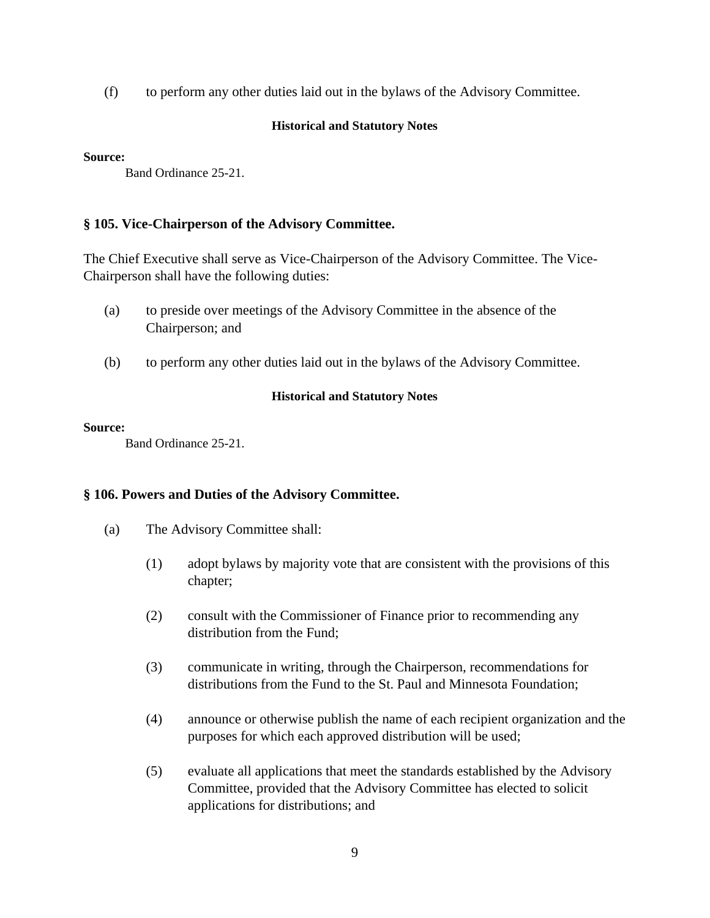(f) to perform any other duties laid out in the bylaws of the Advisory Committee.

**Historical and Statutory Notes**

**Source:**

Band Ordinance 25-21.

### § 105. Vice-Chairperson of the Advisory Committee.

The Chief Executive shall serve as Vice-Chairperson of the Advisory Committee. The Vice-Chairperson shall have the following duties:

(a) to preside over meetings of the Advisory Committee in the absence of the Chairperson; and

(b) to perform any other duties laid out in the bylaws of the Advisory Committee.

**Historical and Statutory Notes**

**Source:**

Band Ordinance 25-21.

### § 106. Powers and Duties of the Advisory Committee.

(a) The Advisory Committee shall:

(1) adopt bylaws by majority vote that are consistent with the provisions of this chapter;

(2) consult with the Commissioner of Finance prior to recommending any distribution from the Fund;

(3) communicate in writing, through the Chairperson, recommendations for distributions from the Fund to the St. Paul and Minnesota Foundation;

(4) announce or otherwise publish the name of each recipient organization and the purposes for which each approved distribution will be used;

(5) evaluate all applications that meet the standards established by the Advisory Committee, provided that the Advisory Committee has elected to solicit applications for distributions; and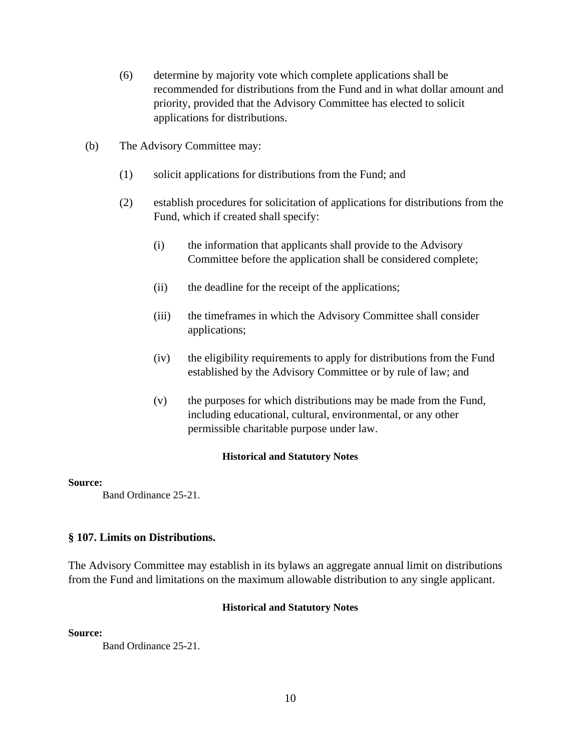(6) determine by majority vote which complete applications shall be recommended for distributions from the Fund and in what dollar amount and priority, provided that the Advisory Committee has elected to solicit applications for distributions.

(b) The Advisory Committee may:

(1) solicit applications for distributions from the Fund; and

(2) establish procedures for solicitation of applications for distributions from the Fund, which if created shall specify:

(i) the information that applicants shall provide to the Advisory Committee before the application shall be considered complete;

(ii) the deadline for the receipt of the applications;

(iii) the timeframes in which the Advisory Committee shall consider applications;

(iv) the eligibility requirements to apply for distributions from the Fund established by the Advisory Committee or by rule of law; and

(v) the purposes for which distributions may be made from the Fund, including educational, cultural, environmental, or any other permissible charitable purpose under law.

**Historical and Statutory Notes**

**Source:**

Band Ordinance 25-21.

### § 107. Limits on Distributions.

The Advisory Committee may establish in its bylaws an aggregate annual limit on distributions from the Fund and limitations on the maximum allowable distribution to any single applicant.

**Historical and Statutory Notes**

**Source:**

Band Ordinance 25-21.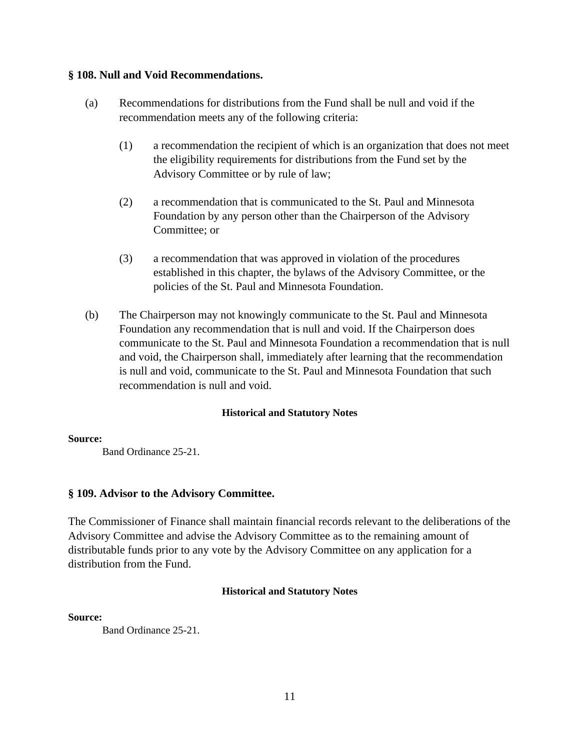### § 108. Null and Void Recommendations.

(a) Recommendations for distributions from the Fund shall be null and void if the recommendation meets any of the following criteria:

> (1) a recommendation the recipient of which is an organization that does not meet the eligibility requirements for distributions from the Fund set by the Advisory Committee or by rule of law;
>
> (2) a recommendation that is communicated to the St. Paul and Minnesota Foundation by any person other than the Chairperson of the Advisory Committee; or
>
> (3) a recommendation that was approved in violation of the procedures established in this chapter, the bylaws of the Advisory Committee, or the policies of the St. Paul and Minnesota Foundation.

(b) The Chairperson may not knowingly communicate to the St. Paul and Minnesota Foundation any recommendation that is null and void. If the Chairperson does communicate to the St. Paul and Minnesota Foundation a recommendation that is null and void, the Chairperson shall, immediately after learning that the recommendation is null and void, communicate to the St. Paul and Minnesota Foundation that such recommendation is null and void.

**Historical and Statutory Notes**

**Source:**
Band Ordinance 25-21.

### § 109. Advisor to the Advisory Committee.

The Commissioner of Finance shall maintain financial records relevant to the deliberations of the Advisory Committee and advise the Advisory Committee as to the remaining amount of distributable funds prior to any vote by the Advisory Committee on any application for a distribution from the Fund.

**Historical and Statutory Notes**

**Source:**
Band Ordinance 25-21.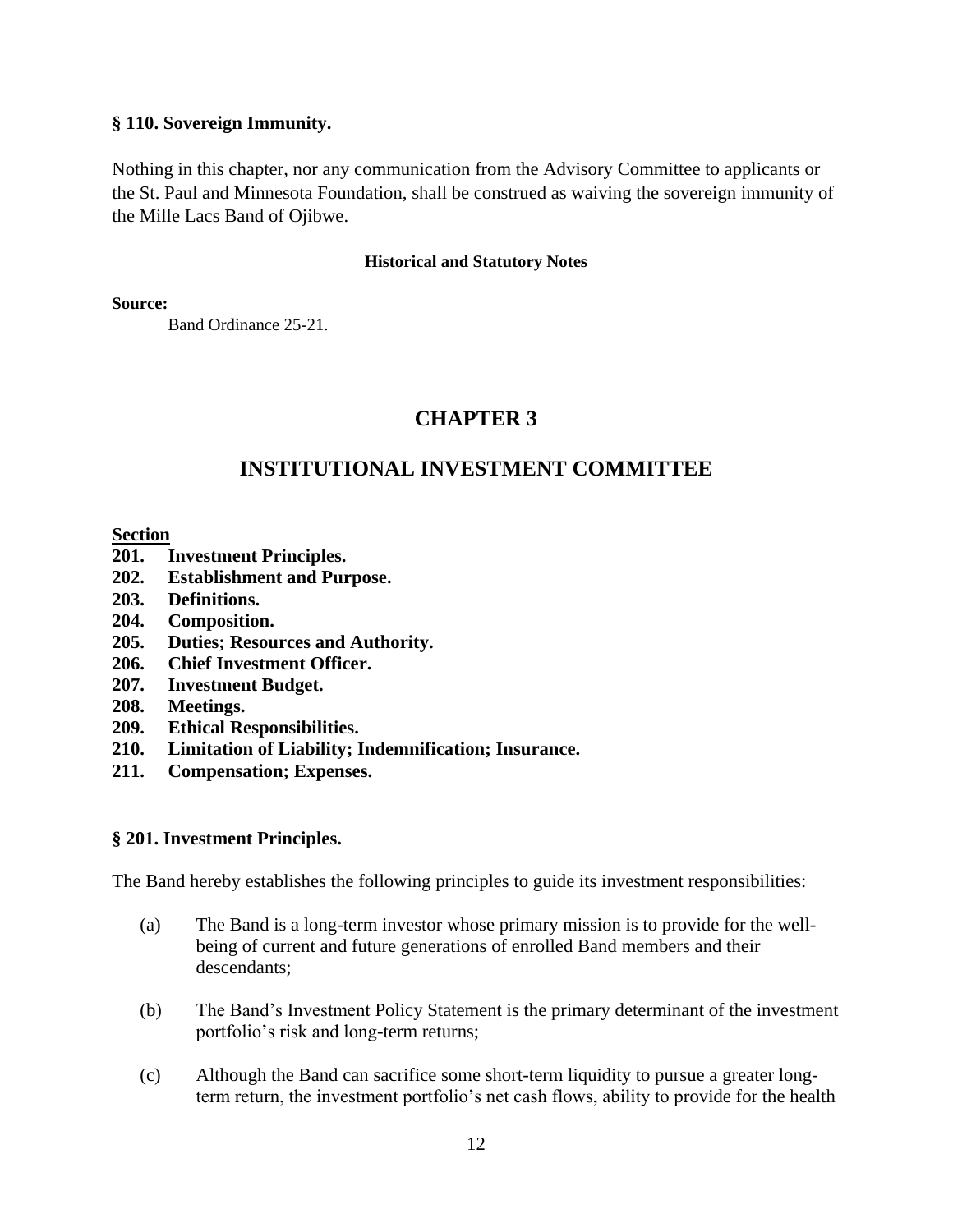### § 110. Sovereign Immunity.

Nothing in this chapter, nor any communication from the Advisory Committee to applicants or the St. Paul and Minnesota Foundation, shall be construed as waiving the sovereign immunity of the Mille Lacs Band of Ojibwe.

**Historical and Statutory Notes**

**Source:**

Band Ordinance 25-21.

# CHAPTER 3

# INSTITUTIONAL INVESTMENT COMMITTEE

**Section**

**201. Investment Principles.**
**202. Establishment and Purpose.**
**203. Definitions.**
**204. Composition.**
**205. Duties; Resources and Authority.**
**206. Chief Investment Officer.**
**207. Investment Budget.**
**208. Meetings.**
**209. Ethical Responsibilities.**
**210. Limitation of Liability; Indemnification; Insurance.**
**211. Compensation; Expenses.**

### § 201. Investment Principles.

The Band hereby establishes the following principles to guide its investment responsibilities:

(a) The Band is a long-term investor whose primary mission is to provide for the well-being of current and future generations of enrolled Band members and their descendants;

(b) The Band's Investment Policy Statement is the primary determinant of the investment portfolio's risk and long-term returns;

(c) Although the Band can sacrifice some short-term liquidity to pursue a greater long-term return, the investment portfolio's net cash flows, ability to provide for the health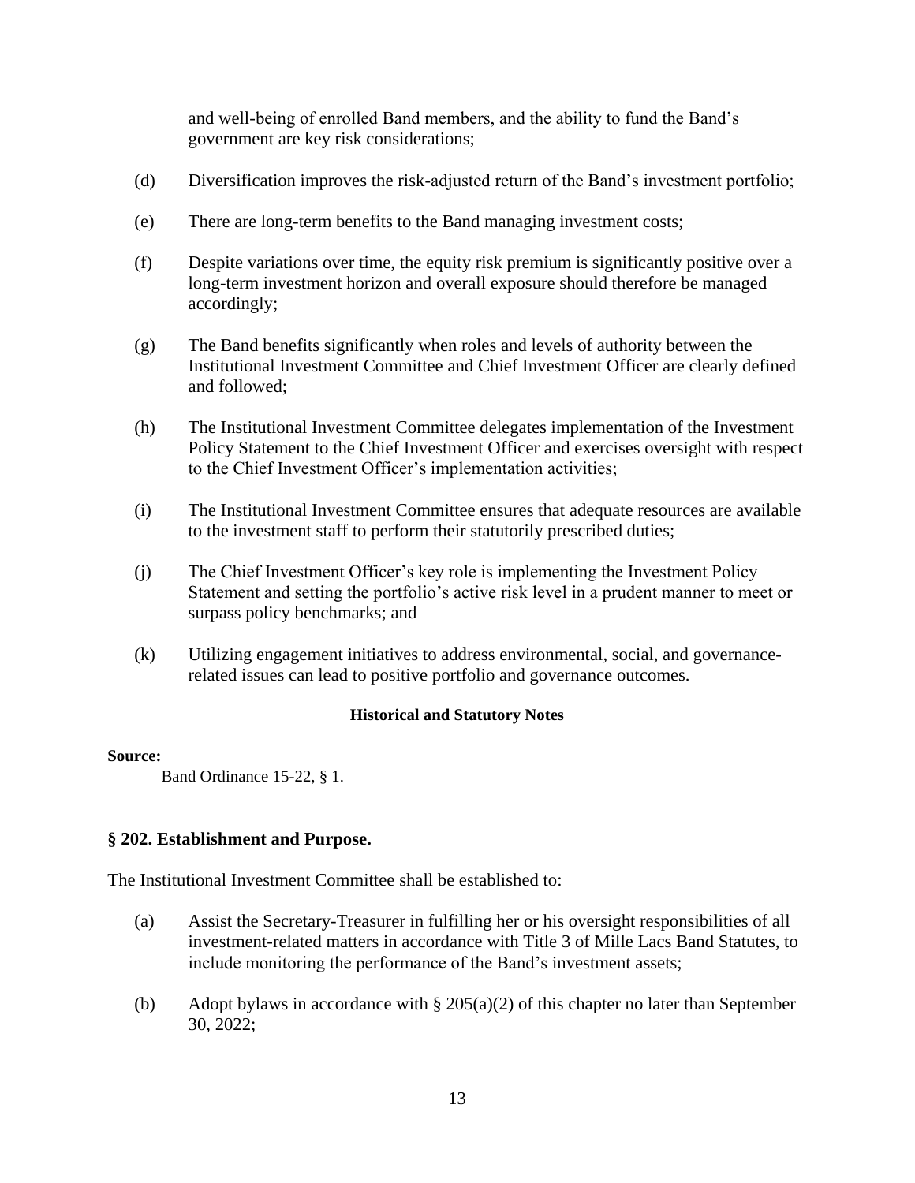and well-being of enrolled Band members, and the ability to fund the Band's government are key risk considerations;

(d) Diversification improves the risk-adjusted return of the Band's investment portfolio;

(e) There are long-term benefits to the Band managing investment costs;

(f) Despite variations over time, the equity risk premium is significantly positive over a long-term investment horizon and overall exposure should therefore be managed accordingly;

(g) The Band benefits significantly when roles and levels of authority between the Institutional Investment Committee and Chief Investment Officer are clearly defined and followed;

(h) The Institutional Investment Committee delegates implementation of the Investment Policy Statement to the Chief Investment Officer and exercises oversight with respect to the Chief Investment Officer's implementation activities;

(i) The Institutional Investment Committee ensures that adequate resources are available to the investment staff to perform their statutorily prescribed duties;

(j) The Chief Investment Officer's key role is implementing the Investment Policy Statement and setting the portfolio's active risk level in a prudent manner to meet or surpass policy benchmarks; and

(k) Utilizing engagement initiatives to address environmental, social, and governance-related issues can lead to positive portfolio and governance outcomes.

**Historical and Statutory Notes**

**Source:**

Band Ordinance 15-22, § 1.

### § 202. Establishment and Purpose.

The Institutional Investment Committee shall be established to:

(a) Assist the Secretary-Treasurer in fulfilling her or his oversight responsibilities of all investment-related matters in accordance with Title 3 of Mille Lacs Band Statutes, to include monitoring the performance of the Band's investment assets;

(b) Adopt bylaws in accordance with § 205(a)(2) of this chapter no later than September 30, 2022;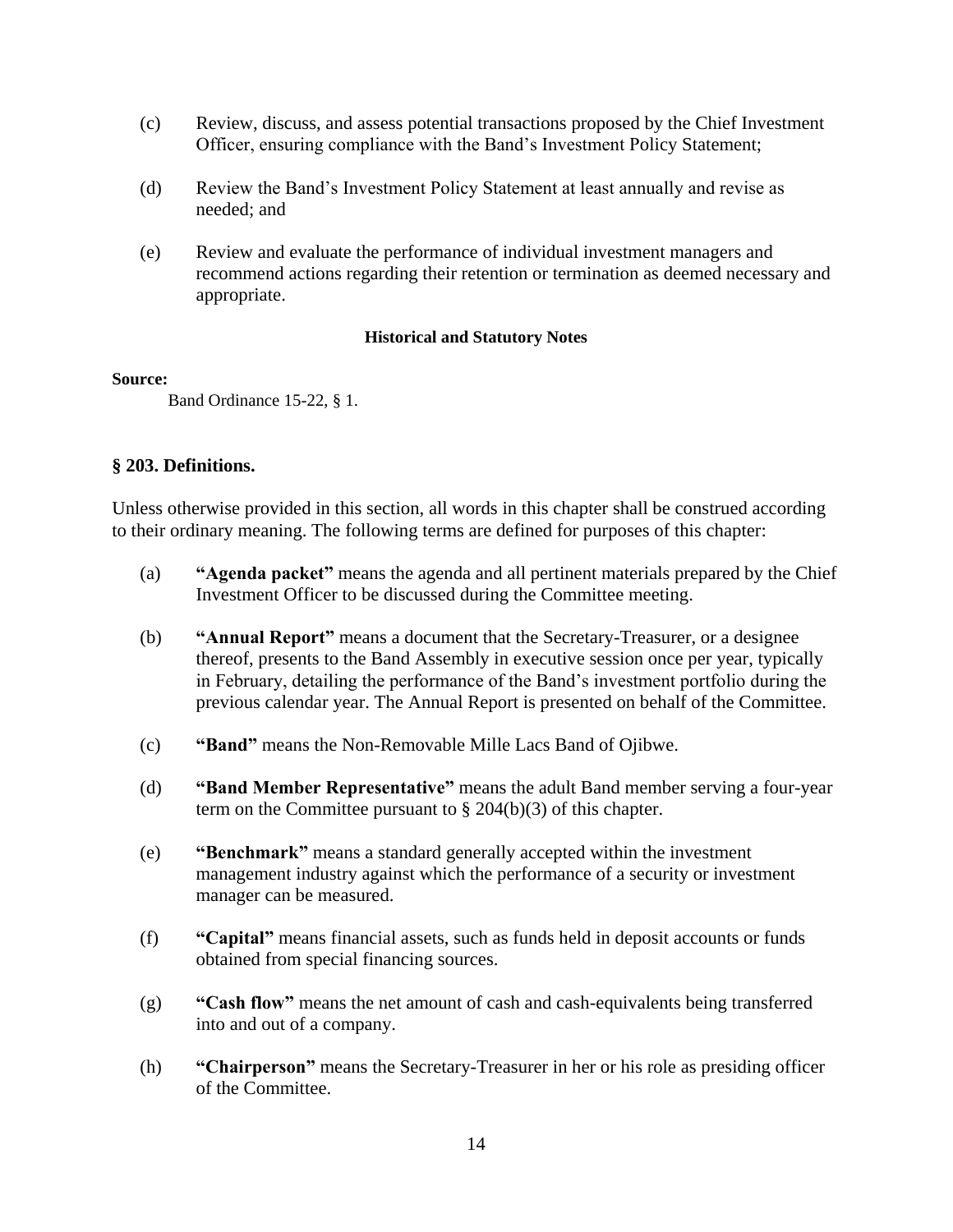(c) Review, discuss, and assess potential transactions proposed by the Chief Investment Officer, ensuring compliance with the Band's Investment Policy Statement;

(d) Review the Band's Investment Policy Statement at least annually and revise as needed; and

(e) Review and evaluate the performance of individual investment managers and recommend actions regarding their retention or termination as deemed necessary and appropriate.

#### Historical and Statutory Notes

**Source:**

Band Ordinance 15-22, § 1.

### § 203. Definitions.

Unless otherwise provided in this section, all words in this chapter shall be construed according to their ordinary meaning. The following terms are defined for purposes of this chapter:

(a) **"Agenda packet"** means the agenda and all pertinent materials prepared by the Chief Investment Officer to be discussed during the Committee meeting.

(b) **"Annual Report"** means a document that the Secretary-Treasurer, or a designee thereof, presents to the Band Assembly in executive session once per year, typically in February, detailing the performance of the Band's investment portfolio during the previous calendar year. The Annual Report is presented on behalf of the Committee.

(c) **"Band"** means the Non-Removable Mille Lacs Band of Ojibwe.

(d) **"Band Member Representative"** means the adult Band member serving a four-year term on the Committee pursuant to § 204(b)(3) of this chapter.

(e) **"Benchmark"** means a standard generally accepted within the investment management industry against which the performance of a security or investment manager can be measured.

(f) **"Capital"** means financial assets, such as funds held in deposit accounts or funds obtained from special financing sources.

(g) **"Cash flow"** means the net amount of cash and cash-equivalents being transferred into and out of a company.

(h) **"Chairperson"** means the Secretary-Treasurer in her or his role as presiding officer of the Committee.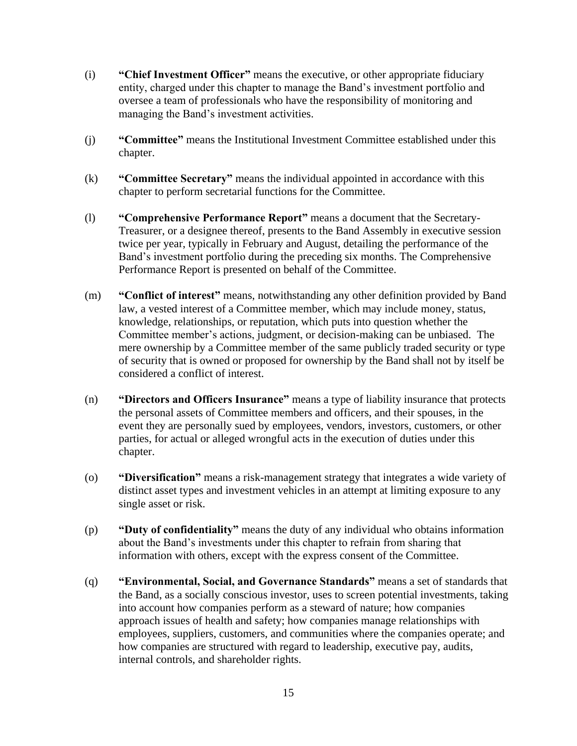(i) **"Chief Investment Officer"** means the executive, or other appropriate fiduciary entity, charged under this chapter to manage the Band's investment portfolio and oversee a team of professionals who have the responsibility of monitoring and managing the Band's investment activities.

(j) **"Committee"** means the Institutional Investment Committee established under this chapter.

(k) **"Committee Secretary"** means the individual appointed in accordance with this chapter to perform secretarial functions for the Committee.

(l) **"Comprehensive Performance Report"** means a document that the Secretary-Treasurer, or a designee thereof, presents to the Band Assembly in executive session twice per year, typically in February and August, detailing the performance of the Band's investment portfolio during the preceding six months. The Comprehensive Performance Report is presented on behalf of the Committee.

(m) **"Conflict of interest"** means, notwithstanding any other definition provided by Band law, a vested interest of a Committee member, which may include money, status, knowledge, relationships, or reputation, which puts into question whether the Committee member's actions, judgment, or decision-making can be unbiased. The mere ownership by a Committee member of the same publicly traded security or type of security that is owned or proposed for ownership by the Band shall not by itself be considered a conflict of interest.

(n) **"Directors and Officers Insurance"** means a type of liability insurance that protects the personal assets of Committee members and officers, and their spouses, in the event they are personally sued by employees, vendors, investors, customers, or other parties, for actual or alleged wrongful acts in the execution of duties under this chapter.

(o) **"Diversification"** means a risk-management strategy that integrates a wide variety of distinct asset types and investment vehicles in an attempt at limiting exposure to any single asset or risk.

(p) **"Duty of confidentiality"** means the duty of any individual who obtains information about the Band's investments under this chapter to refrain from sharing that information with others, except with the express consent of the Committee.

(q) **"Environmental, Social, and Governance Standards"** means a set of standards that the Band, as a socially conscious investor, uses to screen potential investments, taking into account how companies perform as a steward of nature; how companies approach issues of health and safety; how companies manage relationships with employees, suppliers, customers, and communities where the companies operate; and how companies are structured with regard to leadership, executive pay, audits, internal controls, and shareholder rights.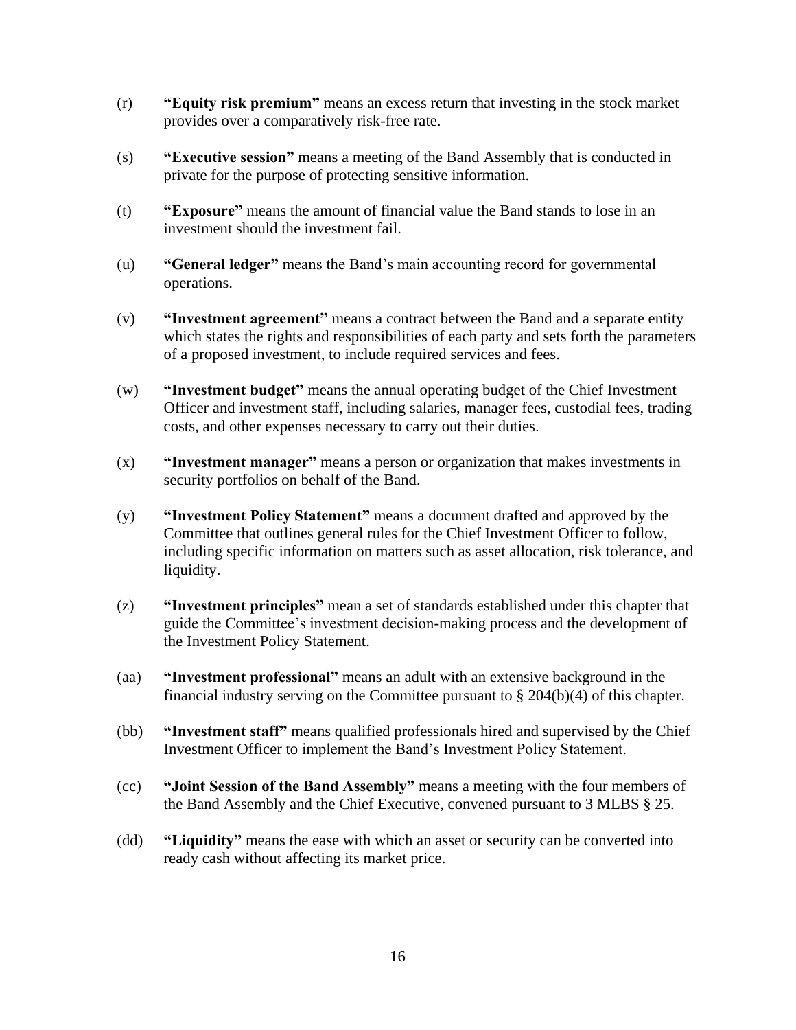(r) **"Equity risk premium"** means an excess return that investing in the stock market provides over a comparatively risk-free rate.

(s) **"Executive session"** means a meeting of the Band Assembly that is conducted in private for the purpose of protecting sensitive information.

(t) **"Exposure"** means the amount of financial value the Band stands to lose in an investment should the investment fail.

(u) **"General ledger"** means the Band's main accounting record for governmental operations.

(v) **"Investment agreement"** means a contract between the Band and a separate entity which states the rights and responsibilities of each party and sets forth the parameters of a proposed investment, to include required services and fees.

(w) **"Investment budget"** means the annual operating budget of the Chief Investment Officer and investment staff, including salaries, manager fees, custodial fees, trading costs, and other expenses necessary to carry out their duties.

(x) **"Investment manager"** means a person or organization that makes investments in security portfolios on behalf of the Band.

(y) **"Investment Policy Statement"** means a document drafted and approved by the Committee that outlines general rules for the Chief Investment Officer to follow, including specific information on matters such as asset allocation, risk tolerance, and liquidity.

(z) **"Investment principles"** mean a set of standards established under this chapter that guide the Committee's investment decision-making process and the development of the Investment Policy Statement.

(aa) **"Investment professional"** means an adult with an extensive background in the financial industry serving on the Committee pursuant to § 204(b)(4) of this chapter.

(bb) **"Investment staff"** means qualified professionals hired and supervised by the Chief Investment Officer to implement the Band's Investment Policy Statement.

(cc) **"Joint Session of the Band Assembly"** means a meeting with the four members of the Band Assembly and the Chief Executive, convened pursuant to 3 MLBS § 25.

(dd) **"Liquidity"** means the ease with which an asset or security can be converted into ready cash without affecting its market price.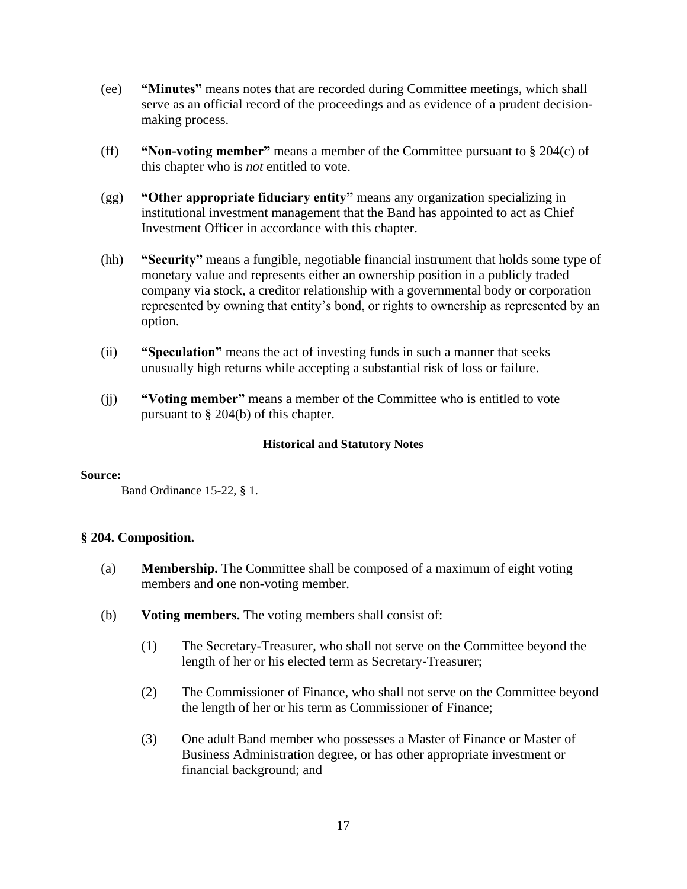(ee) **"Minutes"** means notes that are recorded during Committee meetings, which shall serve as an official record of the proceedings and as evidence of a prudent decision-making process.

(ff) **"Non-voting member"** means a member of the Committee pursuant to § 204(c) of this chapter who is *not* entitled to vote.

(gg) **"Other appropriate fiduciary entity"** means any organization specializing in institutional investment management that the Band has appointed to act as Chief Investment Officer in accordance with this chapter.

(hh) **"Security"** means a fungible, negotiable financial instrument that holds some type of monetary value and represents either an ownership position in a publicly traded company via stock, a creditor relationship with a governmental body or corporation represented by owning that entity's bond, or rights to ownership as represented by an option.

(ii) **"Speculation"** means the act of investing funds in such a manner that seeks unusually high returns while accepting a substantial risk of loss or failure.

(jj) **"Voting member"** means a member of the Committee who is entitled to vote pursuant to § 204(b) of this chapter.

**Historical and Statutory Notes**

**Source:**

Band Ordinance 15-22, § 1.

### § 204. Composition.

(a) **Membership.** The Committee shall be composed of a maximum of eight voting members and one non-voting member.

(b) **Voting members.** The voting members shall consist of:

(1) The Secretary-Treasurer, who shall not serve on the Committee beyond the length of her or his elected term as Secretary-Treasurer;

(2) The Commissioner of Finance, who shall not serve on the Committee beyond the length of her or his term as Commissioner of Finance;

(3) One adult Band member who possesses a Master of Finance or Master of Business Administration degree, or has other appropriate investment or financial background; and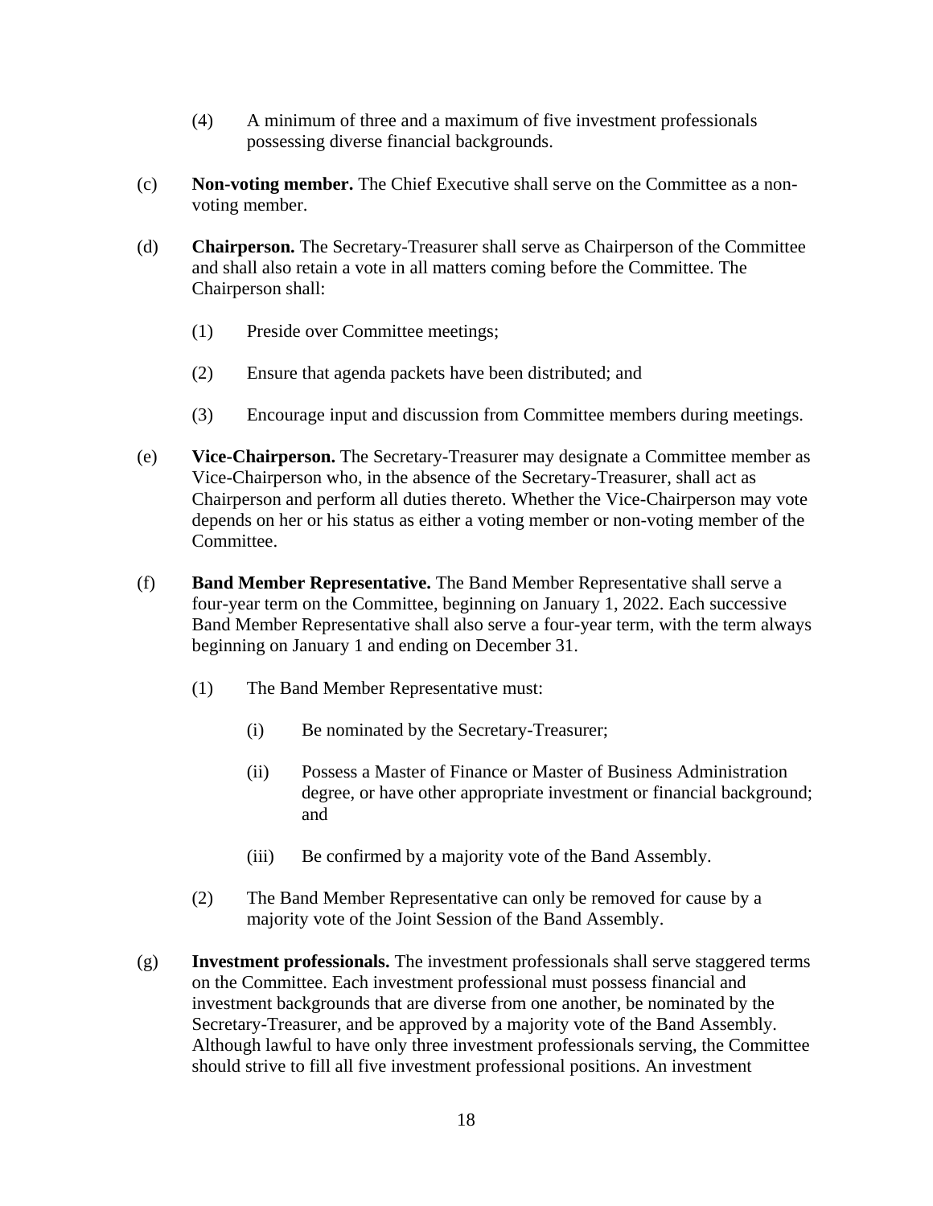(4) A minimum of three and a maximum of five investment professionals possessing diverse financial backgrounds.

(c) **Non-voting member.** The Chief Executive shall serve on the Committee as a non-voting member.

(d) **Chairperson.** The Secretary-Treasurer shall serve as Chairperson of the Committee and shall also retain a vote in all matters coming before the Committee. The Chairperson shall:

(1) Preside over Committee meetings;

(2) Ensure that agenda packets have been distributed; and

(3) Encourage input and discussion from Committee members during meetings.

(e) **Vice-Chairperson.** The Secretary-Treasurer may designate a Committee member as Vice-Chairperson who, in the absence of the Secretary-Treasurer, shall act as Chairperson and perform all duties thereto. Whether the Vice-Chairperson may vote depends on her or his status as either a voting member or non-voting member of the Committee.

(f) **Band Member Representative.** The Band Member Representative shall serve a four-year term on the Committee, beginning on January 1, 2022. Each successive Band Member Representative shall also serve a four-year term, with the term always beginning on January 1 and ending on December 31.

(1) The Band Member Representative must:

(i) Be nominated by the Secretary-Treasurer;

(ii) Possess a Master of Finance or Master of Business Administration degree, or have other appropriate investment or financial background; and

(iii) Be confirmed by a majority vote of the Band Assembly.

(2) The Band Member Representative can only be removed for cause by a majority vote of the Joint Session of the Band Assembly.

(g) **Investment professionals.** The investment professionals shall serve staggered terms on the Committee. Each investment professional must possess financial and investment backgrounds that are diverse from one another, be nominated by the Secretary-Treasurer, and be approved by a majority vote of the Band Assembly. Although lawful to have only three investment professionals serving, the Committee should strive to fill all five investment professional positions. An investment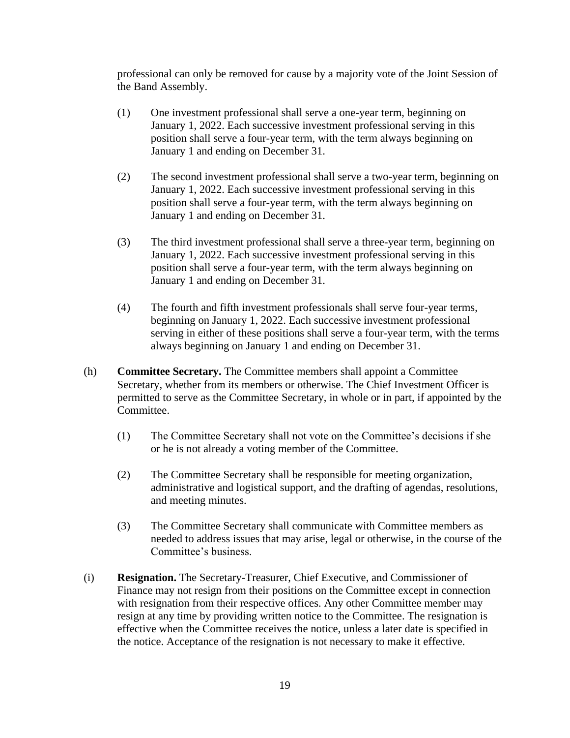professional can only be removed for cause by a majority vote of the Joint Session of the Band Assembly.

(1) One investment professional shall serve a one-year term, beginning on January 1, 2022. Each successive investment professional serving in this position shall serve a four-year term, with the term always beginning on January 1 and ending on December 31.

(2) The second investment professional shall serve a two-year term, beginning on January 1, 2022. Each successive investment professional serving in this position shall serve a four-year term, with the term always beginning on January 1 and ending on December 31.

(3) The third investment professional shall serve a three-year term, beginning on January 1, 2022. Each successive investment professional serving in this position shall serve a four-year term, with the term always beginning on January 1 and ending on December 31.

(4) The fourth and fifth investment professionals shall serve four-year terms, beginning on January 1, 2022. Each successive investment professional serving in either of these positions shall serve a four-year term, with the terms always beginning on January 1 and ending on December 31.

(h) **Committee Secretary.** The Committee members shall appoint a Committee Secretary, whether from its members or otherwise. The Chief Investment Officer is permitted to serve as the Committee Secretary, in whole or in part, if appointed by the Committee.

(1) The Committee Secretary shall not vote on the Committee's decisions if she or he is not already a voting member of the Committee.

(2) The Committee Secretary shall be responsible for meeting organization, administrative and logistical support, and the drafting of agendas, resolutions, and meeting minutes.

(3) The Committee Secretary shall communicate with Committee members as needed to address issues that may arise, legal or otherwise, in the course of the Committee's business.

(i) **Resignation.** The Secretary-Treasurer, Chief Executive, and Commissioner of Finance may not resign from their positions on the Committee except in connection with resignation from their respective offices. Any other Committee member may resign at any time by providing written notice to the Committee. The resignation is effective when the Committee receives the notice, unless a later date is specified in the notice. Acceptance of the resignation is not necessary to make it effective.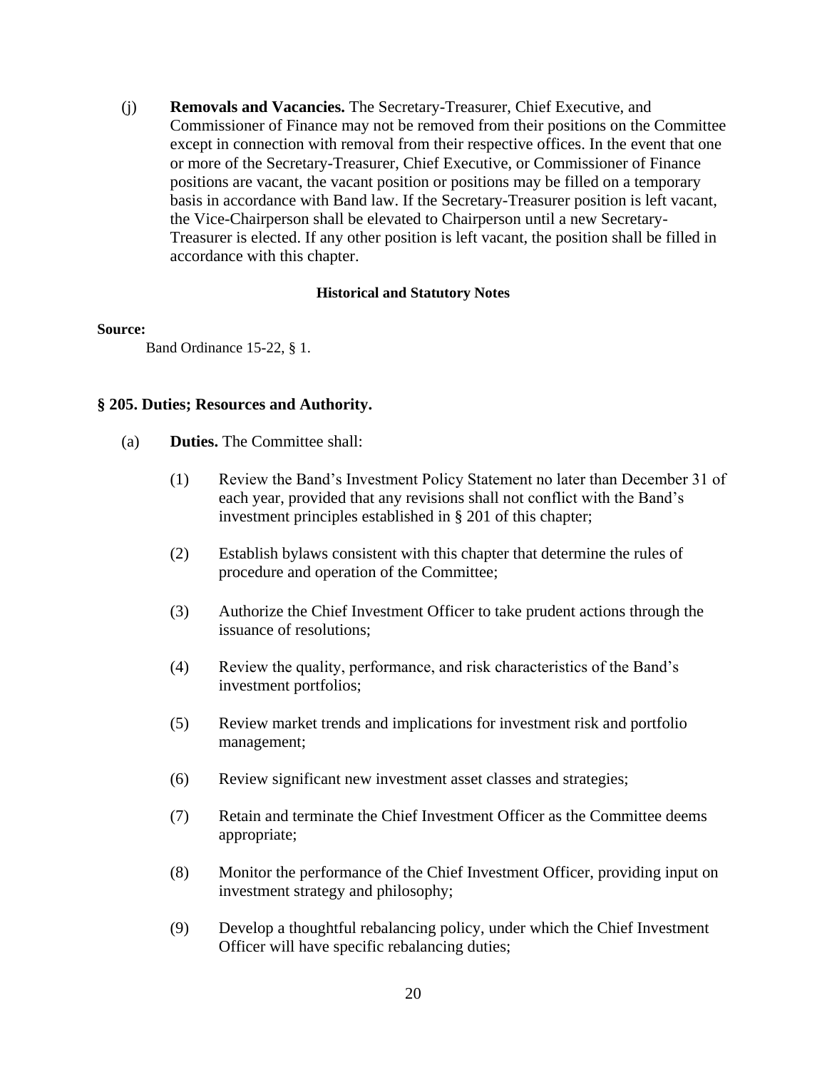(j) **Removals and Vacancies.** The Secretary-Treasurer, Chief Executive, and Commissioner of Finance may not be removed from their positions on the Committee except in connection with removal from their respective offices. In the event that one or more of the Secretary-Treasurer, Chief Executive, or Commissioner of Finance positions are vacant, the vacant position or positions may be filled on a temporary basis in accordance with Band law. If the Secretary-Treasurer position is left vacant, the Vice-Chairperson shall be elevated to Chairperson until a new Secretary-Treasurer is elected. If any other position is left vacant, the position shall be filled in accordance with this chapter.

**Historical and Statutory Notes**

**Source:**

Band Ordinance 15-22, § 1.

### § 205. Duties; Resources and Authority.

(a) **Duties.** The Committee shall:

(1) Review the Band's Investment Policy Statement no later than December 31 of each year, provided that any revisions shall not conflict with the Band's investment principles established in § 201 of this chapter;

(2) Establish bylaws consistent with this chapter that determine the rules of procedure and operation of the Committee;

(3) Authorize the Chief Investment Officer to take prudent actions through the issuance of resolutions;

(4) Review the quality, performance, and risk characteristics of the Band's investment portfolios;

(5) Review market trends and implications for investment risk and portfolio management;

(6) Review significant new investment asset classes and strategies;

(7) Retain and terminate the Chief Investment Officer as the Committee deems appropriate;

(8) Monitor the performance of the Chief Investment Officer, providing input on investment strategy and philosophy;

(9) Develop a thoughtful rebalancing policy, under which the Chief Investment Officer will have specific rebalancing duties;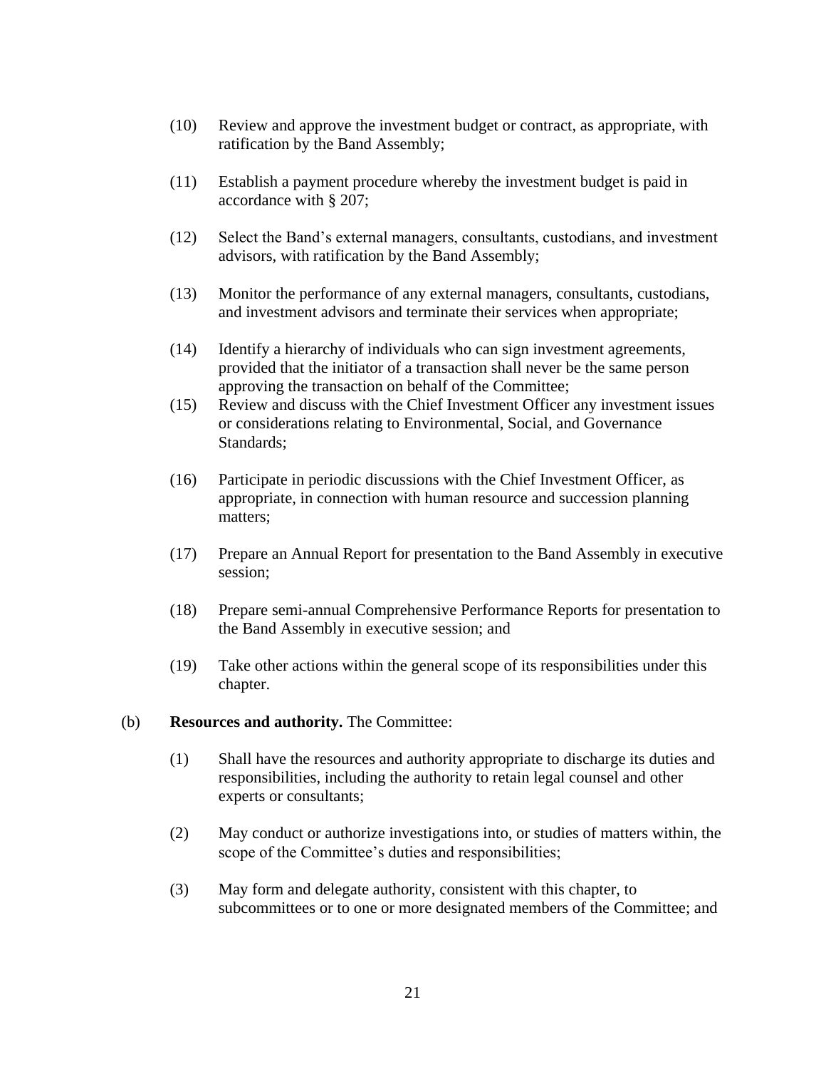(10) Review and approve the investment budget or contract, as appropriate, with ratification by the Band Assembly;

(11) Establish a payment procedure whereby the investment budget is paid in accordance with § 207;

(12) Select the Band's external managers, consultants, custodians, and investment advisors, with ratification by the Band Assembly;

(13) Monitor the performance of any external managers, consultants, custodians, and investment advisors and terminate their services when appropriate;

(14) Identify a hierarchy of individuals who can sign investment agreements, provided that the initiator of a transaction shall never be the same person approving the transaction on behalf of the Committee;

(15) Review and discuss with the Chief Investment Officer any investment issues or considerations relating to Environmental, Social, and Governance Standards;

(16) Participate in periodic discussions with the Chief Investment Officer, as appropriate, in connection with human resource and succession planning matters;

(17) Prepare an Annual Report for presentation to the Band Assembly in executive session;

(18) Prepare semi-annual Comprehensive Performance Reports for presentation to the Band Assembly in executive session; and

(19) Take other actions within the general scope of its responsibilities under this chapter.

(b) **Resources and authority.** The Committee:

(1) Shall have the resources and authority appropriate to discharge its duties and responsibilities, including the authority to retain legal counsel and other experts or consultants;

(2) May conduct or authorize investigations into, or studies of matters within, the scope of the Committee's duties and responsibilities;

(3) May form and delegate authority, consistent with this chapter, to subcommittees or to one or more designated members of the Committee; and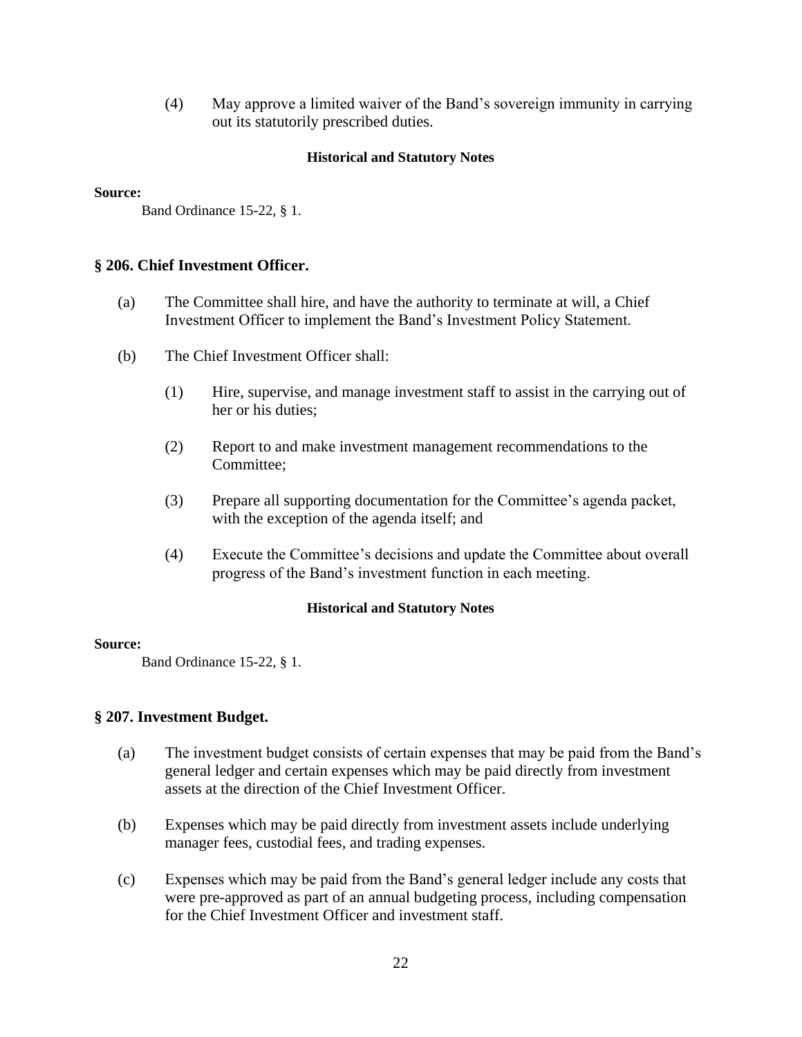(4) May approve a limited waiver of the Band's sovereign immunity in carrying out its statutorily prescribed duties.

**Historical and Statutory Notes**

**Source:**

Band Ordinance 15-22, § 1.

## § 206. Chief Investment Officer.

(a) The Committee shall hire, and have the authority to terminate at will, a Chief Investment Officer to implement the Band's Investment Policy Statement.

(b) The Chief Investment Officer shall:

(1) Hire, supervise, and manage investment staff to assist in the carrying out of her or his duties;

(2) Report to and make investment management recommendations to the Committee;

(3) Prepare all supporting documentation for the Committee's agenda packet, with the exception of the agenda itself; and

(4) Execute the Committee's decisions and update the Committee about overall progress of the Band's investment function in each meeting.

**Historical and Statutory Notes**

**Source:**

Band Ordinance 15-22, § 1.

## § 207. Investment Budget.

(a) The investment budget consists of certain expenses that may be paid from the Band's general ledger and certain expenses which may be paid directly from investment assets at the direction of the Chief Investment Officer.

(b) Expenses which may be paid directly from investment assets include underlying manager fees, custodial fees, and trading expenses.

(c) Expenses which may be paid from the Band's general ledger include any costs that were pre-approved as part of an annual budgeting process, including compensation for the Chief Investment Officer and investment staff.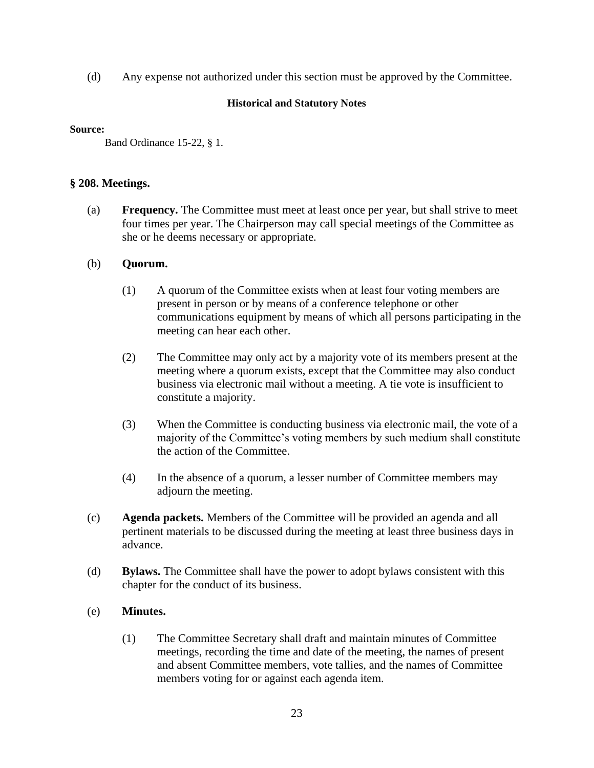(d) Any expense not authorized under this section must be approved by the Committee.

**Historical and Statutory Notes**

**Source:**

Band Ordinance 15-22, § 1.

### § 208. Meetings.

(a) **Frequency.** The Committee must meet at least once per year, but shall strive to meet four times per year. The Chairperson may call special meetings of the Committee as she or he deems necessary or appropriate.

(b) **Quorum.**

(1) A quorum of the Committee exists when at least four voting members are present in person or by means of a conference telephone or other communications equipment by means of which all persons participating in the meeting can hear each other.

(2) The Committee may only act by a majority vote of its members present at the meeting where a quorum exists, except that the Committee may also conduct business via electronic mail without a meeting. A tie vote is insufficient to constitute a majority.

(3) When the Committee is conducting business via electronic mail, the vote of a majority of the Committee's voting members by such medium shall constitute the action of the Committee.

(4) In the absence of a quorum, a lesser number of Committee members may adjourn the meeting.

(c) **Agenda packets.** Members of the Committee will be provided an agenda and all pertinent materials to be discussed during the meeting at least three business days in advance.

(d) **Bylaws.** The Committee shall have the power to adopt bylaws consistent with this chapter for the conduct of its business.

(e) **Minutes.**

(1) The Committee Secretary shall draft and maintain minutes of Committee meetings, recording the time and date of the meeting, the names of present and absent Committee members, vote tallies, and the names of Committee members voting for or against each agenda item.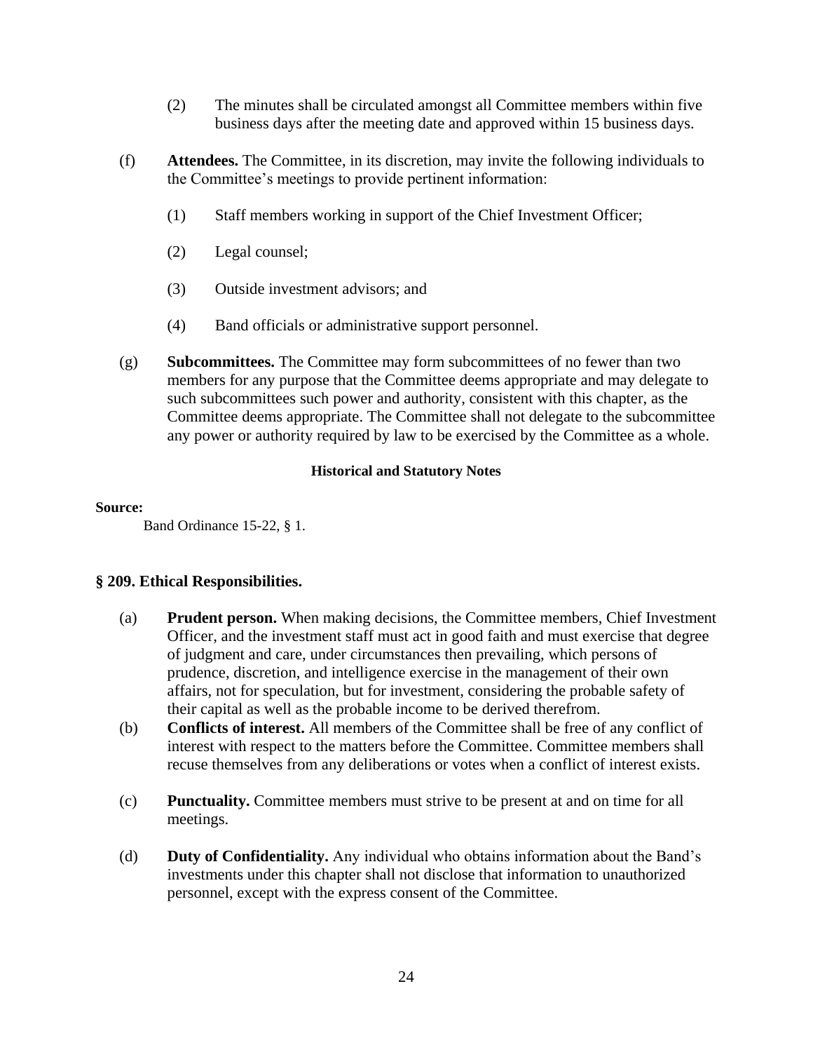(2) The minutes shall be circulated amongst all Committee members within five business days after the meeting date and approved within 15 business days.

(f) **Attendees.** The Committee, in its discretion, may invite the following individuals to the Committee's meetings to provide pertinent information:

(1) Staff members working in support of the Chief Investment Officer;

(2) Legal counsel;

(3) Outside investment advisors; and

(4) Band officials or administrative support personnel.

(g) **Subcommittees.** The Committee may form subcommittees of no fewer than two members for any purpose that the Committee deems appropriate and may delegate to such subcommittees such power and authority, consistent with this chapter, as the Committee deems appropriate. The Committee shall not delegate to the subcommittee any power or authority required by law to be exercised by the Committee as a whole.

**Historical and Statutory Notes**

**Source:**

Band Ordinance 15-22, § 1.

### § 209. Ethical Responsibilities.

(a) **Prudent person.** When making decisions, the Committee members, Chief Investment Officer, and the investment staff must act in good faith and must exercise that degree of judgment and care, under circumstances then prevailing, which persons of prudence, discretion, and intelligence exercise in the management of their own affairs, not for speculation, but for investment, considering the probable safety of their capital as well as the probable income to be derived therefrom.

(b) **Conflicts of interest.** All members of the Committee shall be free of any conflict of interest with respect to the matters before the Committee. Committee members shall recuse themselves from any deliberations or votes when a conflict of interest exists.

(c) **Punctuality.** Committee members must strive to be present at and on time for all meetings.

(d) **Duty of Confidentiality.** Any individual who obtains information about the Band's investments under this chapter shall not disclose that information to unauthorized personnel, except with the express consent of the Committee.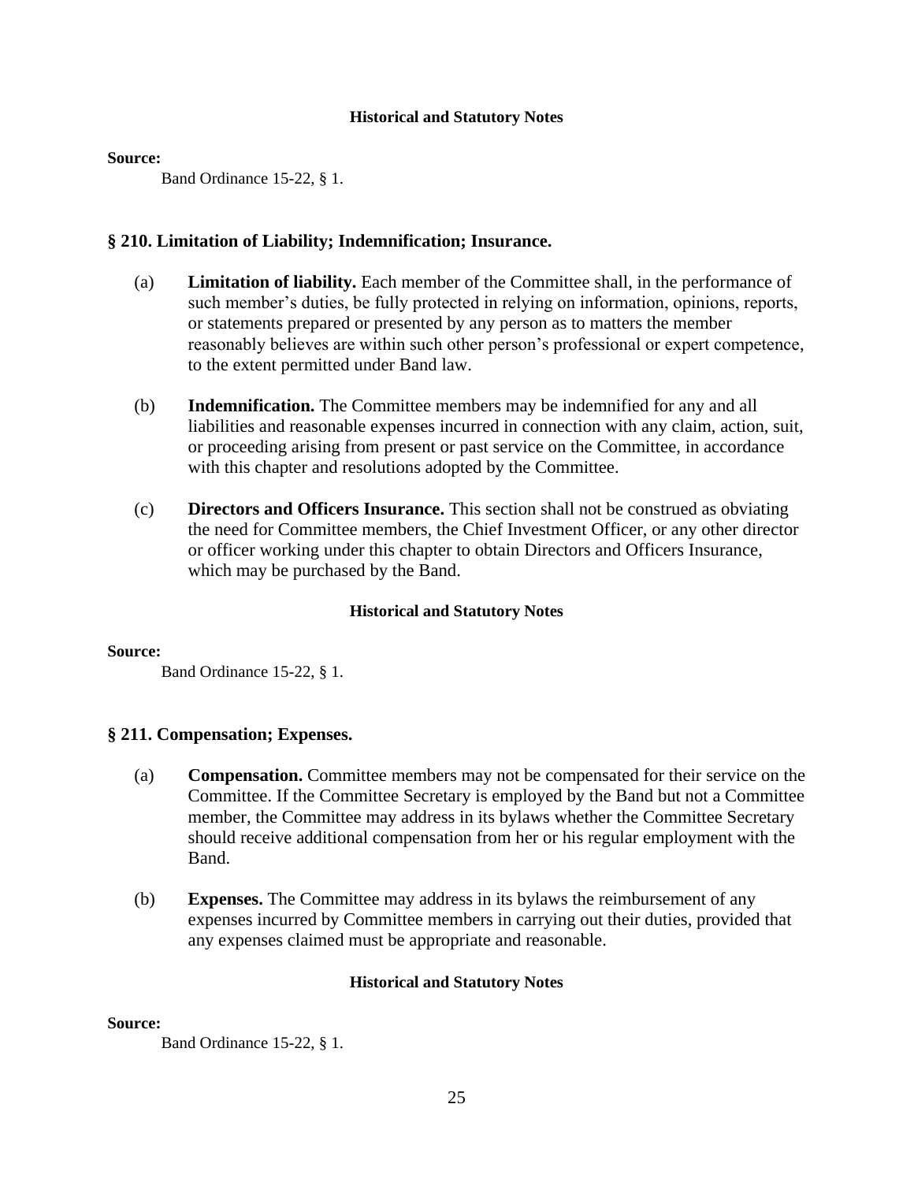#### Historical and Statutory Notes

**Source:**

Band Ordinance 15-22, § 1.

### § 210. Limitation of Liability; Indemnification; Insurance.

(a) **Limitation of liability.** Each member of the Committee shall, in the performance of such member's duties, be fully protected in relying on information, opinions, reports, or statements prepared or presented by any person as to matters the member reasonably believes are within such other person's professional or expert competence, to the extent permitted under Band law.

(b) **Indemnification.** The Committee members may be indemnified for any and all liabilities and reasonable expenses incurred in connection with any claim, action, suit, or proceeding arising from present or past service on the Committee, in accordance with this chapter and resolutions adopted by the Committee.

(c) **Directors and Officers Insurance.** This section shall not be construed as obviating the need for Committee members, the Chief Investment Officer, or any other director or officer working under this chapter to obtain Directors and Officers Insurance, which may be purchased by the Band.

#### Historical and Statutory Notes

**Source:**

Band Ordinance 15-22, § 1.

### § 211. Compensation; Expenses.

(a) **Compensation.** Committee members may not be compensated for their service on the Committee. If the Committee Secretary is employed by the Band but not a Committee member, the Committee may address in its bylaws whether the Committee Secretary should receive additional compensation from her or his regular employment with the Band.

(b) **Expenses.** The Committee may address in its bylaws the reimbursement of any expenses incurred by Committee members in carrying out their duties, provided that any expenses claimed must be appropriate and reasonable.

#### Historical and Statutory Notes

**Source:**

Band Ordinance 15-22, § 1.